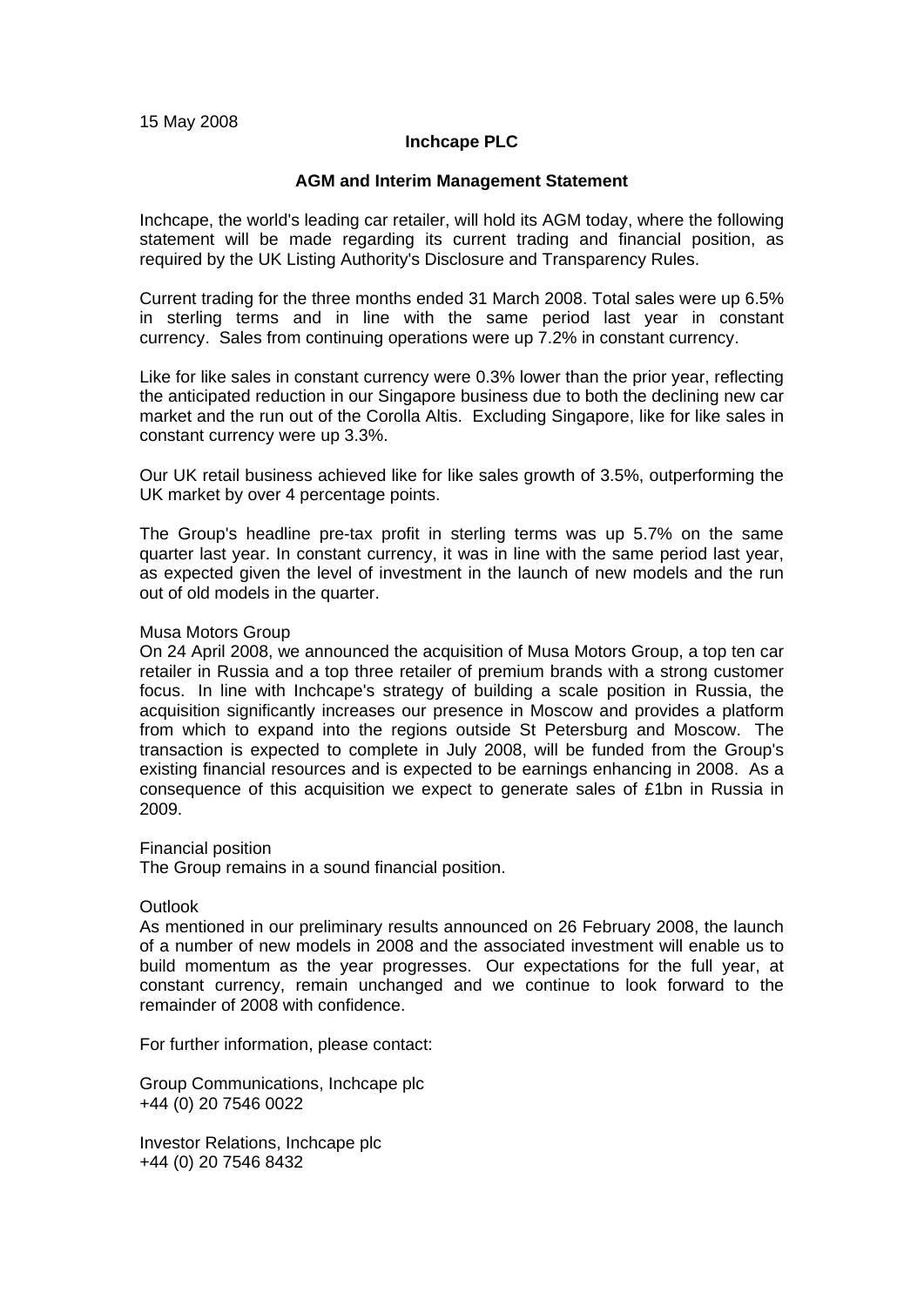15 May 2008

**Inchcape PLC**

**AGM and Interim Management Statement**

Inchcape, the world's leading car retailer, will hold its AGM today, where the following statement will be made regarding its current trading and financial position, as required by the UK Listing Authority's Disclosure and Transparency Rules.

Current trading for the three months ended 31 March 2008. Total sales were up 6.5% in sterling terms and in line with the same period last year in constant currency. Sales from continuing operations were up 7.2% in constant currency.

Like for like sales in constant currency were 0.3% lower than the prior year, reflecting the anticipated reduction in our Singapore business due to both the declining new car market and the run out of the Corolla Altis. Excluding Singapore, like for like sales in constant currency were up 3.3%.

Our UK retail business achieved like for like sales growth of 3.5%, outperforming the UK market by over 4 percentage points.

The Group's headline pre-tax profit in sterling terms was up 5.7% on the same quarter last year. In constant currency, it was in line with the same period last year, as expected given the level of investment in the launch of new models and the run out of old models in the quarter.

Musa Motors Group

On 24 April 2008, we announced the acquisition of Musa Motors Group, a top ten car retailer in Russia and a top three retailer of premium brands with a strong customer focus. In line with Inchcape's strategy of building a scale position in Russia, the acquisition significantly increases our presence in Moscow and provides a platform from which to expand into the regions outside St Petersburg and Moscow. The transaction is expected to complete in July 2008, will be funded from the Group's existing financial resources and is expected to be earnings enhancing in 2008. As a consequence of this acquisition we expect to generate sales of £1bn in Russia in 2009.

Financial position

The Group remains in a sound financial position.

Outlook

As mentioned in our preliminary results announced on 26 February 2008, the launch of a number of new models in 2008 and the associated investment will enable us to build momentum as the year progresses. Our expectations for the full year, at constant currency, remain unchanged and we continue to look forward to the remainder of 2008 with confidence.

For further information, please contact:

Group Communications, Inchcape plc
+44 (0) 20 7546 0022

Investor Relations, Inchcape plc
+44 (0) 20 7546 8432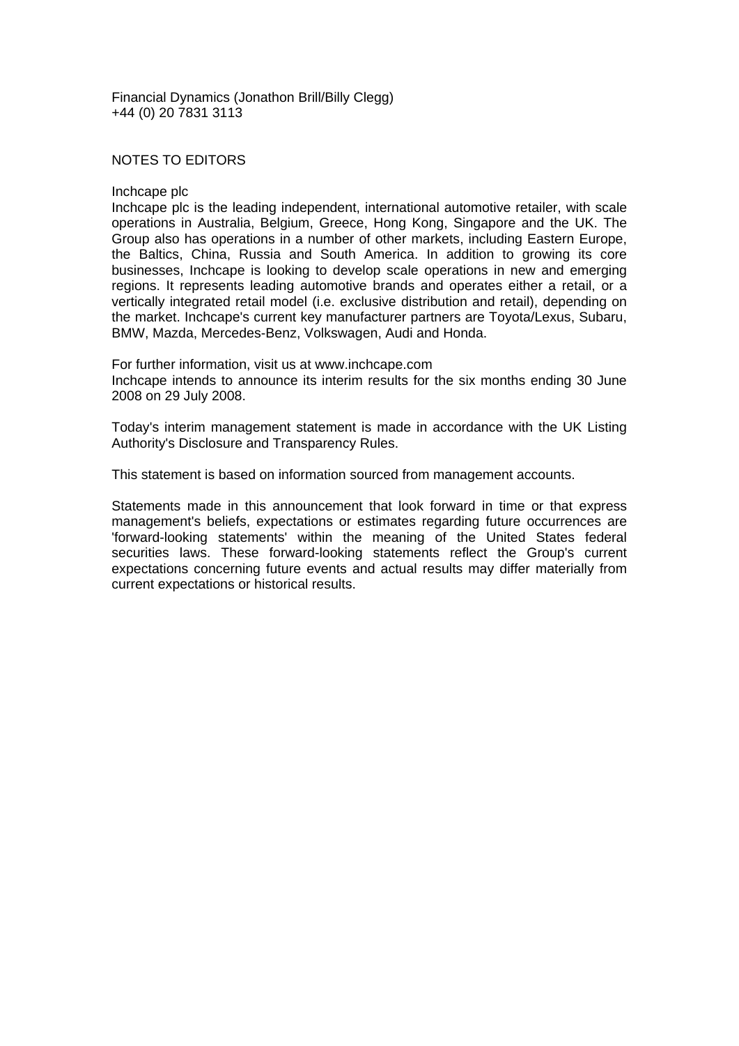Financial Dynamics (Jonathon Brill/Billy Clegg)
+44 (0) 20 7831 3113

NOTES TO EDITORS

Inchcape plc

Inchcape plc is the leading independent, international automotive retailer, with scale operations in Australia, Belgium, Greece, Hong Kong, Singapore and the UK. The Group also has operations in a number of other markets, including Eastern Europe, the Baltics, China, Russia and South America. In addition to growing its core businesses, Inchcape is looking to develop scale operations in new and emerging regions. It represents leading automotive brands and operates either a retail, or a vertically integrated retail model (i.e. exclusive distribution and retail), depending on the market. Inchcape's current key manufacturer partners are Toyota/Lexus, Subaru, BMW, Mazda, Mercedes-Benz, Volkswagen, Audi and Honda.

For further information, visit us at www.inchcape.com
Inchcape intends to announce its interim results for the six months ending 30 June 2008 on 29 July 2008.

Today's interim management statement is made in accordance with the UK Listing Authority's Disclosure and Transparency Rules.

This statement is based on information sourced from management accounts.

Statements made in this announcement that look forward in time or that express management's beliefs, expectations or estimates regarding future occurrences are 'forward-looking statements' within the meaning of the United States federal securities laws. These forward-looking statements reflect the Group's current expectations concerning future events and actual results may differ materially from current expectations or historical results.